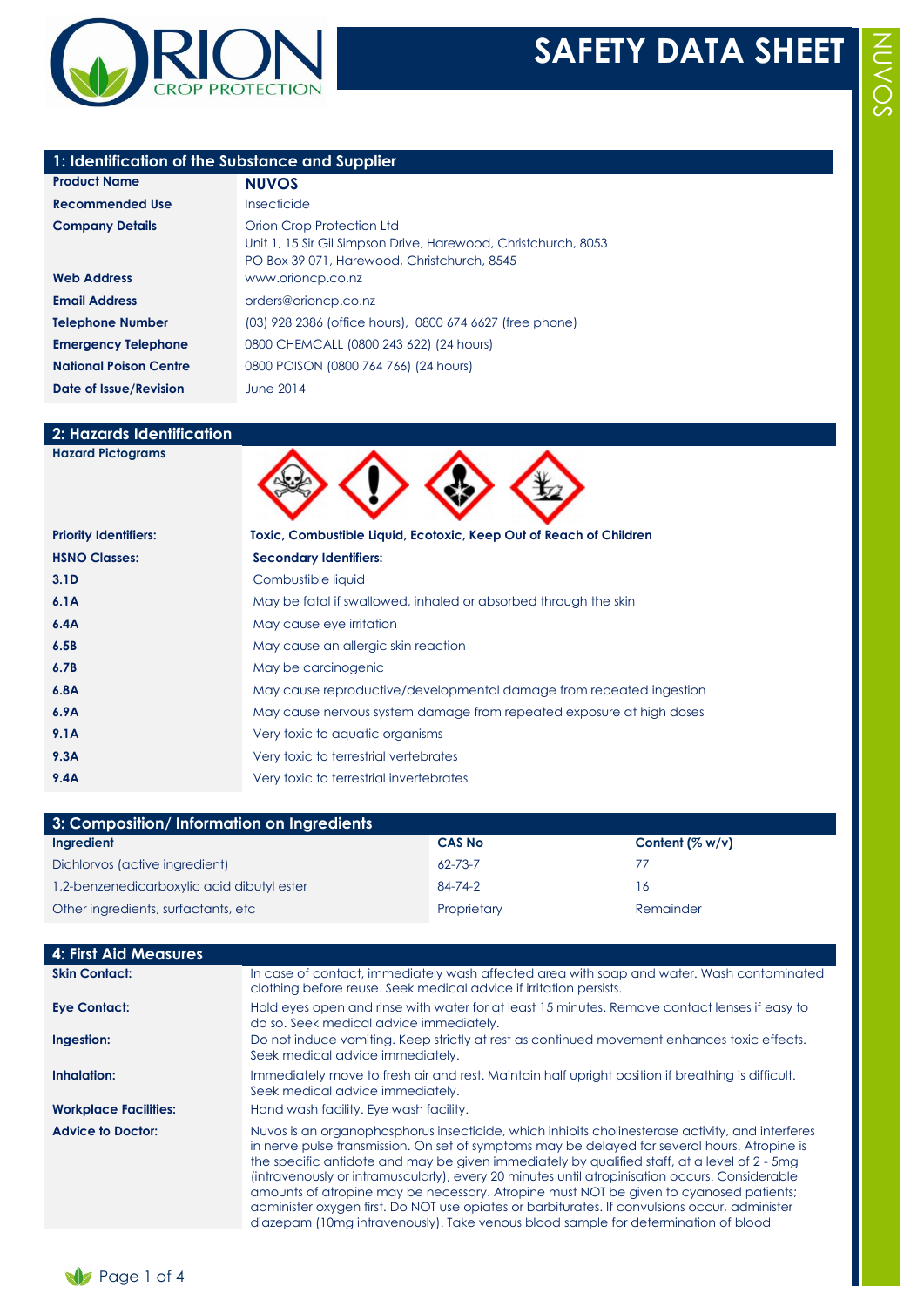# SAFETY DATA SHEET

ORION CROP PROTECTION

NUVOS

## 1: Identification of the Substance and Supplier

| | |
|---|---|
| **Product Name** | **NUVOS** |
| **Recommended Use** | Insecticide |
| **Company Details** | Orion Crop Protection Ltd<br>Unit 1, 15 Sir Gil Simpson Drive, Harewood, Christchurch, 8053<br>PO Box 39 071, Harewood, Christchurch, 8545 |
| **Web Address** | www.orioncp.co.nz |
| **Email Address** | orders@orioncp.co.nz |
| **Telephone Number** | (03) 928 2386 (office hours), 0800 674 6627 (free phone) |
| **Emergency Telephone** | 0800 CHEMCALL (0800 243 622) (24 hours) |
| **National Poison Centre** | 0800 POISON (0800 764 766) (24 hours) |
| **Date of Issue/Revision** | June 2014 |

## 2: Hazards Identification

**Hazard Pictograms**

| | |
|---|---|
| **Priority Identifiers:** | **Toxic, Combustible Liquid, Ecotoxic, Keep Out of Reach of Children** |
| **HSNO Classes:** | **Secondary Identifiers:** |
| **3.1D** | Combustible liquid |
| **6.1A** | May be fatal if swallowed, inhaled or absorbed through the skin |
| **6.4A** | May cause eye irritation |
| **6.5B** | May cause an allergic skin reaction |
| **6.7B** | May be carcinogenic |
| **6.8A** | May cause reproductive/developmental damage from repeated ingestion |
| **6.9A** | May cause nervous system damage from repeated exposure at high doses |
| **9.1A** | Very toxic to aquatic organisms |
| **9.3A** | Very toxic to terrestrial vertebrates |
| **9.4A** | Very toxic to terrestrial invertebrates |

## 3: Composition/ Information on Ingredients

| Ingredient | CAS No | Content (% w/v) |
|---|---|---|
| Dichlorvos (active ingredient) | 62-73-7 | 77 |
| 1,2-benzenedicarboxylic acid dibutyl ester | 84-74-2 | 16 |
| Other ingredients, surfactants, etc | Proprietary | Remainder |

## 4: First Aid Measures

| | |
|---|---|
| **Skin Contact:** | In case of contact, immediately wash affected area with soap and water. Wash contaminated clothing before reuse. Seek medical advice if irritation persists. |
| **Eye Contact:** | Hold eyes open and rinse with water for at least 15 minutes. Remove contact lenses if easy to do so. Seek medical advice immediately. |
| **Ingestion:** | Do not induce vomiting. Keep strictly at rest as continued movement enhances toxic effects. Seek medical advice immediately. |
| **Inhalation:** | Immediately move to fresh air and rest. Maintain half upright position if breathing is difficult. Seek medical advice immediately. |
| **Workplace Facilities:** | Hand wash facility. Eye wash facility. |
| **Advice to Doctor:** | Nuvos is an organophosphorus insecticide, which inhibits cholinesterase activity, and interferes in nerve pulse transmission. On set of symptoms may be delayed for several hours. Atropine is the specific antidote and may be given immediately by qualified staff, at a level of 2 - 5mg (intravenously or intramuscularly), every 20 minutes until atropinisation occurs. Considerable amounts of atropine may be necessary. Atropine must NOT be given to cyanosed patients; administer oxygen first. Do NOT use opiates or barbiturates. If convulsions occur, administer diazepam (10mg intravenously). Take venous blood sample for determination of blood |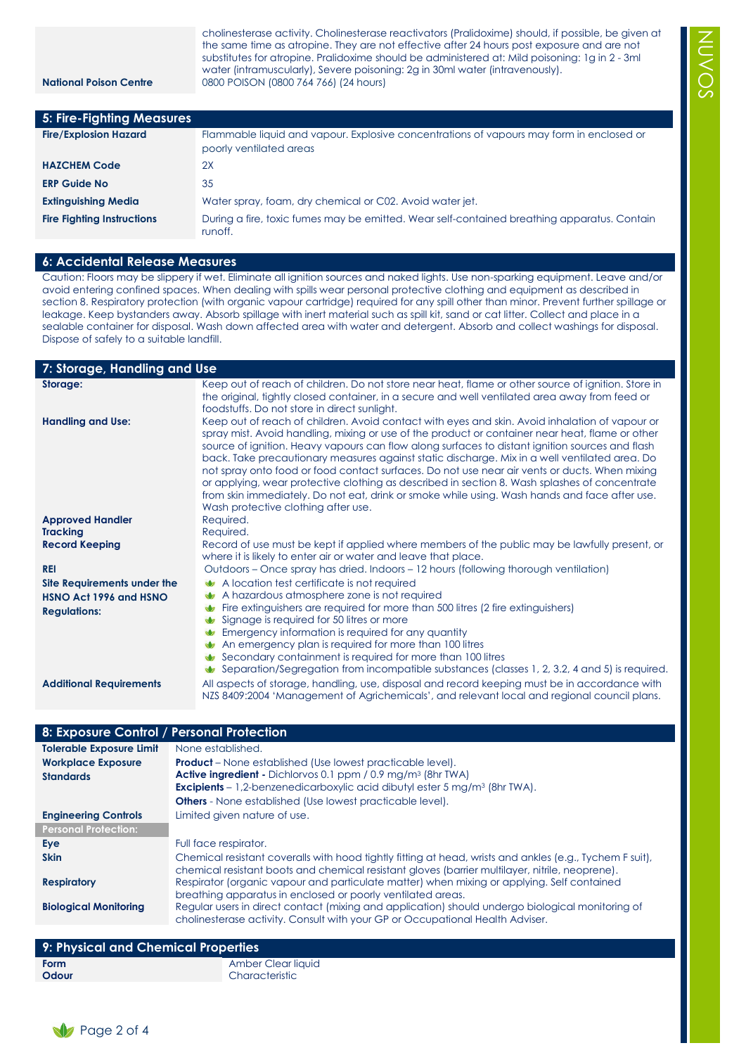| | |
|---|---|
| | cholinesterase activity. Cholinesterase reactivators (Pralidoxime) should, if possible, be given at the same time as atropine. They are not effective after 24 hours post exposure and are not substitutes for atropine. Pralidoxime should be administered at: Mild poisoning: 1g in 2 - 3ml water (intramuscularly), Severe poisoning: 2g in 30ml water (intravenously). |
| **National Poison Centre** | 0800 POISON (0800 764 766) (24 hours) |

## 5: Fire-Fighting Measures

| | |
|---|---|
| **Fire/Explosion Hazard** | Flammable liquid and vapour. Explosive concentrations of vapours may form in enclosed or poorly ventilated areas |
| **HAZCHEM Code** | 2X |
| **ERP Guide No** | 35 |
| **Extinguishing Media** | Water spray, foam, dry chemical or C02. Avoid water jet. |
| **Fire Fighting Instructions** | During a fire, toxic fumes may be emitted. Wear self-contained breathing apparatus. Contain runoff. |

## 6: Accidental Release Measures

Caution: Floors may be slippery if wet. Eliminate all ignition sources and naked lights. Use non-sparking equipment. Leave and/or avoid entering confined spaces. When dealing with spills wear personal protective clothing and equipment as described in section 8. Respiratory protection (with organic vapour cartridge) required for any spill other than minor. Prevent further spillage or leakage. Keep bystanders away. Absorb spillage with inert material such as spill kit, sand or cat litter. Collect and place in a sealable container for disposal. Wash down affected area with water and detergent. Absorb and collect washings for disposal. Dispose of safely to a suitable landfill.

## 7: Storage, Handling and Use

| | |
|---|---|
| **Storage:** | Keep out of reach of children. Do not store near heat, flame or other source of ignition. Store in the original, tightly closed container, in a secure and well ventilated area away from feed or foodstuffs. Do not store in direct sunlight. |
| **Handling and Use:** | Keep out of reach of children. Avoid contact with eyes and skin. Avoid inhalation of vapour or spray mist. Avoid handling, mixing or use of the product or container near heat, flame or other source of ignition. Heavy vapours can flow along surfaces to distant ignition sources and flash back. Take precautionary measures against static discharge. Mix in a well ventilated area. Do not spray onto food or food contact surfaces. Do not use near air vents or ducts. When mixing or applying, wear protective clothing as described in section 8. Wash splashes of concentrate from skin immediately. Do not eat, drink or smoke while using. Wash hands and face after use. Wash protective clothing after use. |
| **Approved Handler** | Required. |
| **Tracking** | Required. |
| **Record Keeping** | Record of use must be kept if applied where members of the public may be lawfully present, or where it is likely to enter air or water and leave that place. |
| **REI** | Outdoors – Once spray has dried. Indoors – 12 hours (following thorough ventilation) |
| **Site Requirements under the HSNO Act 1996 and HSNO Regulations:** | - A location test certificate is not required<br>- A hazardous atmosphere zone is not required<br>- Fire extinguishers are required for more than 500 litres (2 fire extinguishers)<br>- Signage is required for 50 litres or more<br>- Emergency information is required for any quantity<br>- An emergency plan is required for more than 100 litres<br>- Secondary containment is required for more than 100 litres<br>- Separation/Segregation from incompatible substances (classes 1, 2, 3.2, 4 and 5) is required. |
| **Additional Requirements** | All aspects of storage, handling, use, disposal and record keeping must be in accordance with NZS 8409:2004 'Management of Agrichemicals', and relevant local and regional council plans. |

## 8: Exposure Control / Personal Protection

| | |
|---|---|
| **Tolerable Exposure Limit** | None established. |
| **Workplace Exposure Standards** | **Product** – None established (Use lowest practicable level).<br>**Active ingredient -** Dichlorvos 0.1 ppm / 0.9 mg/m³ (8hr TWA)<br>**Excipients** – 1,2-benzenedicarboxylic acid dibutyl ester 5 mg/m³ (8hr TWA).<br>**Others** - None established (Use lowest practicable level). |
| **Engineering Controls** | Limited given nature of use. |
| **Personal Protection:** | |
| **Eye** | Full face respirator. |
| **Skin** | Chemical resistant coveralls with hood tightly fitting at head, wrists and ankles (e.g., Tychem F suit), chemical resistant boots and chemical resistant gloves (barrier multilayer, nitrile, neoprene). |
| **Respiratory** | Respirator (organic vapour and particulate matter) when mixing or applying. Self contained breathing apparatus in enclosed or poorly ventilated areas. |
| **Biological Monitoring** | Regular users in direct contact (mixing and application) should undergo biological monitoring of cholinesterase activity. Consult with your GP or Occupational Health Adviser. |

## 9: Physical and Chemical Properties

| | |
|---|---|
| **Form** | Amber Clear liquid |
| **Odour** | Characteristic |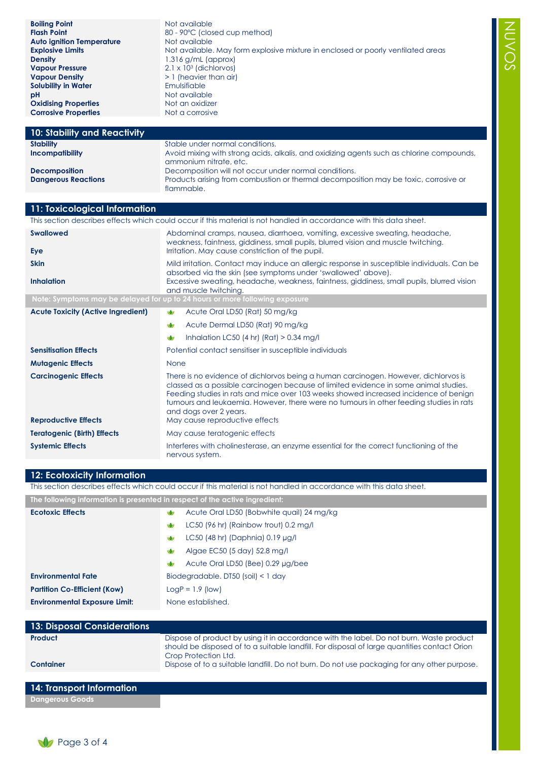| | |
|---|---|
| **Boiling Point** | Not available |
| **Flash Point** | 80 - 90°C (closed cup method) |
| **Auto ignition Temperature** | Not available |
| **Explosive Limits** | Not available. May form explosive mixture in enclosed or poorly ventilated areas |
| **Density** | 1.316 g/mL (approx) |
| **Vapour Pressure** | $2.1 \times 10^3$ (dichlorvos) |
| **Vapour Density** | > 1 (heavier than air) |
| **Solubility in Water** | Emulsifiable |
| **pH** | Not available |
| **Oxidising Properties** | Not an oxidizer |
| **Corrosive Properties** | Not a corrosive |

## 10: Stability and Reactivity

| | |
|---|---|
| **Stability** | Stable under normal conditions. |
| **Incompatibility** | Avoid mixing with strong acids, alkalis, and oxidizing agents such as chlorine compounds, ammonium nitrate, etc. |
| **Decomposition** | Decomposition will not occur under normal conditions. |
| **Dangerous Reactions** | Products arising from combustion or thermal decomposition may be toxic, corrosive or flammable. |

## 11: Toxicological Information

This section describes effects which could occur if this material is not handled in accordance with this data sheet.

| | |
|---|---|
| **Swallowed** | Abdominal cramps, nausea, diarrhoea, vomiting, excessive sweating, headache, weakness, faintness, giddiness, small pupils, blurred vision and muscle twitching. |
| **Eye** | Irritation. May cause constriction of the pupil. |
| **Skin** | Mild irritation. Contact may induce an allergic response in susceptible individuals. Can be absorbed via the skin (see symptoms under 'swallowed' above). |
| **Inhalation** | Excessive sweating, headache, weakness, faintness, giddiness, small pupils, blurred vision and muscle twitching. |

**Note: Symptoms may be delayed for up to 24 hours or more following exposure**

| | |
|---|---|
| **Acute Toxicity (Active Ingredient)** | Acute Oral LD50 (Rat) 50 mg/kg<br>Acute Dermal LD50 (Rat) 90 mg/kg<br>Inhalation LC50 (4 hr) (Rat) > 0.34 mg/l |
| **Sensitisation Effects** | Potential contact sensitiser in susceptible individuals |
| **Mutagenic Effects** | None |
| **Carcinogenic Effects** | There is no evidence of dichlorvos being a human carcinogen. However, dichlorvos is classed as a possible carcinogen because of limited evidence in some animal studies. Feeding studies in rats and mice over 103 weeks showed increased incidence of benign tumours and leukaemia. However, there were no tumours in other feeding studies in rats and dogs over 2 years. |
| **Reproductive Effects** | May cause reproductive effects |
| **Teratogenic (Birth) Effects** | May cause teratogenic effects |
| **Systemic Effects** | Interferes with cholinesterase, an enzyme essential for the correct functioning of the nervous system. |

## 12: Ecotoxicity Information

This section describes effects which could occur if this material is not handled in accordance with this data sheet.

**The following information is presented in respect of the active ingredient:**

| | |
|---|---|
| **Ecotoxic Effects** | Acute Oral LD50 (Bobwhite quail) 24 mg/kg<br>LC50 (96 hr) (Rainbow trout) 0.2 mg/l<br>LC50 (48 hr) (Daphnia) 0.19 µg/l<br>Algae EC50 (5 day) 52.8 mg/l<br>Acute Oral LD50 (Bee) 0.29 µg/bee |
| **Environmental Fate** | Biodegradable. DT50 (soil) < 1 day |
| **Partition Co-Efficient (Kow)** | LogP = 1.9 (low) |
| **Environmental Exposure Limit:** | None established. |

## 13: Disposal Considerations

| | |
|---|---|
| **Product** | Dispose of product by using it in accordance with the label. Do not burn. Waste product should be disposed of to a suitable landfill. For disposal of large quantities contact Orion Crop Protection Ltd. |
| **Container** | Dispose of to a suitable landfill. Do not burn. Do not use packaging for any other purpose. |

## 14: Transport Information

**Dangerous Goods**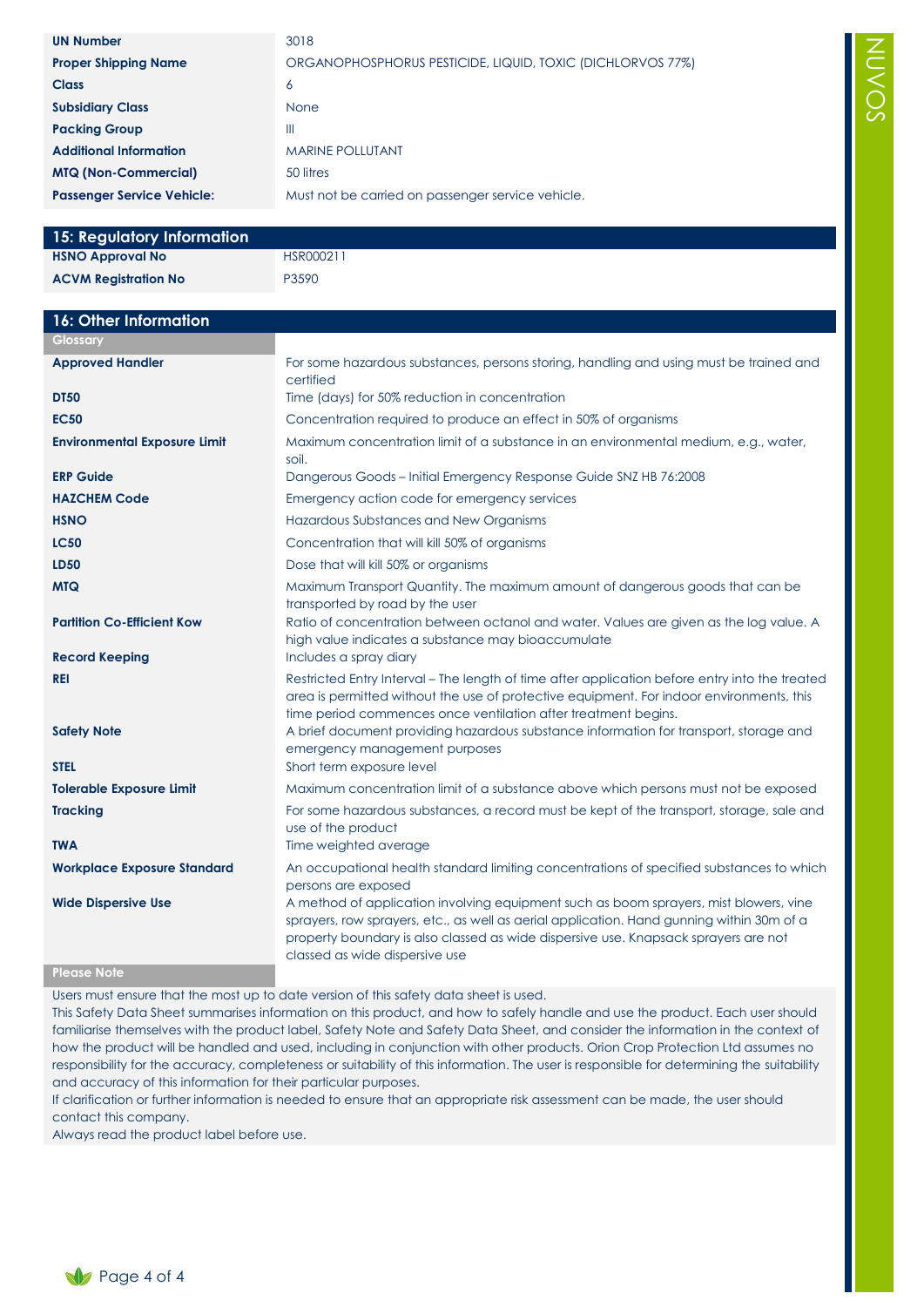| | |
|---|---|
| **UN Number** | 3018 |
| **Proper Shipping Name** | ORGANOPHOSPHORUS PESTICIDE, LIQUID, TOXIC (DICHLORVOS 77%) |
| **Class** | 6 |
| **Subsidiary Class** | None |
| **Packing Group** | III |
| **Additional Information** | MARINE POLLUTANT |
| **MTQ (Non-Commercial)** | 50 litres |
| **Passenger Service Vehicle:** | Must not be carried on passenger service vehicle. |

## 15: Regulatory Information

| | |
|---|---|
| **HSNO Approval No** | HSR000211 |
| **ACVM Registration No** | P3590 |

## 16: Other Information

### Glossary

| | |
|---|---|
| **Approved Handler** | For some hazardous substances, persons storing, handling and using must be trained and certified |
| **DT50** | Time (days) for 50% reduction in concentration |
| **EC50** | Concentration required to produce an effect in 50% of organisms |
| **Environmental Exposure Limit** | Maximum concentration limit of a substance in an environmental medium, e.g., water, soil. |
| **ERP Guide** | Dangerous Goods – Initial Emergency Response Guide SNZ HB 76:2008 |
| **HAZCHEM Code** | Emergency action code for emergency services |
| **HSNO** | Hazardous Substances and New Organisms |
| **LC50** | Concentration that will kill 50% of organisms |
| **LD50** | Dose that will kill 50% or organisms |
| **MTQ** | Maximum Transport Quantity. The maximum amount of dangerous goods that can be transported by road by the user |
| **Partition Co-Efficient Kow** | Ratio of concentration between octanol and water. Values are given as the log value. A high value indicates a substance may bioaccumulate |
| **Record Keeping** | Includes a spray diary |
| **REI** | Restricted Entry Interval – The length of time after application before entry into the treated area is permitted without the use of protective equipment. For indoor environments, this time period commences once ventilation after treatment begins. |
| **Safety Note** | A brief document providing hazardous substance information for transport, storage and emergency management purposes |
| **STEL** | Short term exposure level |
| **Tolerable Exposure Limit** | Maximum concentration limit of a substance above which persons must not be exposed |
| **Tracking** | For some hazardous substances, a record must be kept of the transport, storage, sale and use of the product |
| **TWA** | Time weighted average |
| **Workplace Exposure Standard** | An occupational health standard limiting concentrations of specified substances to which persons are exposed |
| **Wide Dispersive Use** | A method of application involving equipment such as boom sprayers, mist blowers, vine sprayers, row sprayers, etc., as well as aerial application. Hand gunning within 30m of a property boundary is also classed as wide dispersive use. Knapsack sprayers are not classed as wide dispersive use |

### Please Note

Users must ensure that the most up to date version of this safety data sheet is used.
This Safety Data Sheet summarises information on this product, and how to safely handle and use the product. Each user should familiarise themselves with the product label, Safety Note and Safety Data Sheet, and consider the information in the context of how the product will be handled and used, including in conjunction with other products. Orion Crop Protection Ltd assumes no responsibility for the accuracy, completeness or suitability of this information. The user is responsible for determining the suitability and accuracy of this information for their particular purposes.
If clarification or further information is needed to ensure that an appropriate risk assessment can be made, the user should contact this company.
Always read the product label before use.